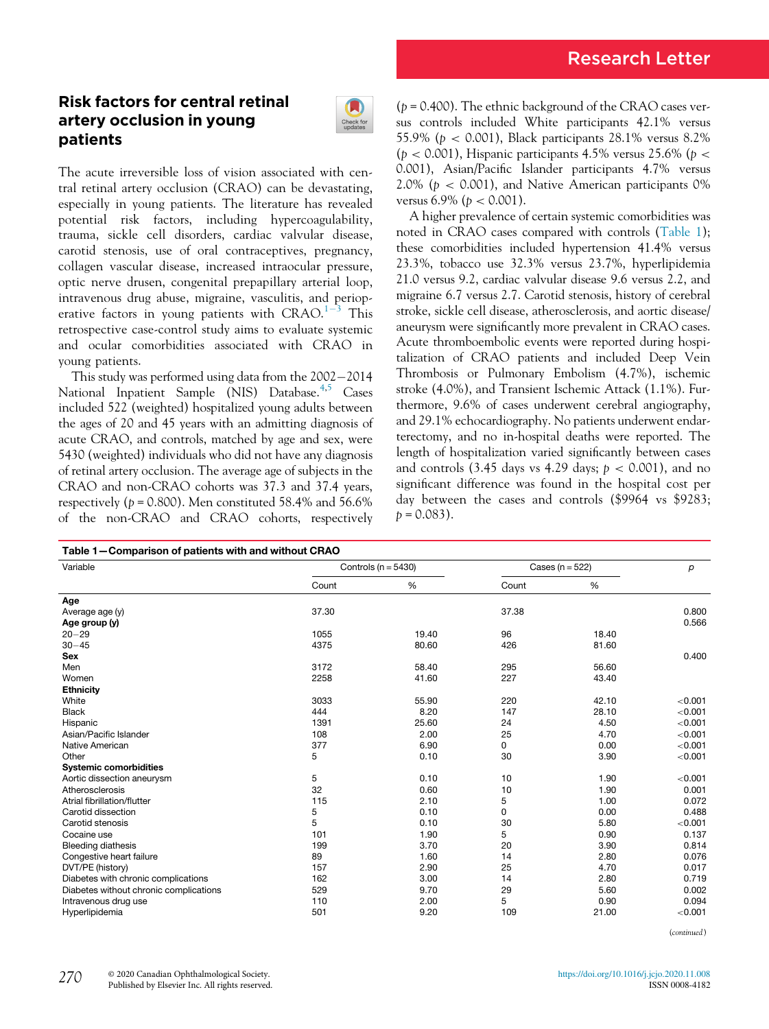Research Letter

# Risk factors for central retinal artery occlusion in young patients

The acute irreversible loss of vision associated with central retinal artery occlusion (CRAO) can be devastating, especially in young patients. The literature has revealed potential risk factors, including hypercoagulability, trauma, sickle cell disorders, cardiac valvular disease, carotid stenosis, use of oral contraceptives, pregnancy, collagen vascular disease, increased intraocular pressure, optic nerve drusen, congenital prepapillary arterial loop, intravenous drug abuse, migraine, vasculitis, and perioperative factors in young patients with CRAO.[1–3] This retrospective case-control study aims to evaluate systemic and ocular comorbidities associated with CRAO in young patients.

This study was performed using data from the 2002−2014 National Inpatient Sample (NIS) Database.[4,5] Cases included 522 (weighted) hospitalized young adults between the ages of 20 and 45 years with an admitting diagnosis of acute CRAO, and controls, matched by age and sex, were 5430 (weighted) individuals who did not have any diagnosis of retinal artery occlusion. The average age of subjects in the CRAO and non-CRAO cohorts was 37.3 and 37.4 years, respectively ($p = 0.800$). Men constituted 58.4% and 56.6% of the non-CRAO and CRAO cohorts, respectively ($p = 0.400$). The ethnic background of the CRAO cases versus controls included White participants 42.1% versus 55.9% ($p < 0.001$), Black participants 28.1% versus 8.2% ($p < 0.001$), Hispanic participants 4.5% versus 25.6% ($p < 0.001$), Asian/Pacific Islander participants 4.7% versus 2.0% ($p < 0.001$), and Native American participants 0% versus 6.9% ($p < 0.001$).

A higher prevalence of certain systemic comorbidities was noted in CRAO cases compared with controls (Table 1); these comorbidities included hypertension 41.4% versus 23.3%, tobacco use 32.3% versus 23.7%, hyperlipidemia 21.0 versus 9.2, cardiac valvular disease 9.6 versus 2.2, and migraine 6.7 versus 2.7. Carotid stenosis, history of cerebral stroke, sickle cell disease, atherosclerosis, and aortic disease/aneurysm were significantly more prevalent in CRAO cases. Acute thromboembolic events were reported during hospitalization of CRAO patients and included Deep Vein Thrombosis or Pulmonary Embolism (4.7%), ischemic stroke (4.0%), and Transient Ischemic Attack (1.1%). Furthermore, 9.6% of cases underwent cerebral angiography, and 29.1% echocardiography. No patients underwent endarterectomy, and no in-hospital deaths were reported. The length of hospitalization varied significantly between cases and controls (3.45 days vs 4.29 days; $p < 0.001$), and no significant difference was found in the hospital cost per day between the cases and controls ($9964 vs $9283; $p = 0.083$).

**Table 1—Comparison of patients with and without CRAO**

| Variable | Controls (n = 5430) | | Cases (n = 522) | | p |
|---|---|---|---|---|---|
| | Count | % | Count | % | |
| **Age** | | | | | |
| Average age (y) | 37.30 | | 37.38 | | 0.800 |
| **Age group (y)** | | | | | 0.566 |
| 20−29 | 1055 | 19.40 | 96 | 18.40 | |
| 30−45 | 4375 | 80.60 | 426 | 81.60 | |
| **Sex** | | | | | 0.400 |
| Men | 3172 | 58.40 | 295 | 56.60 | |
| Women | 2258 | 41.60 | 227 | 43.40 | |
| **Ethnicity** | | | | | |
| White | 3033 | 55.90 | 220 | 42.10 | <0.001 |
| Black | 444 | 8.20 | 147 | 28.10 | <0.001 |
| Hispanic | 1391 | 25.60 | 24 | 4.50 | <0.001 |
| Asian/Pacific Islander | 108 | 2.00 | 25 | 4.70 | <0.001 |
| Native American | 377 | 6.90 | 0 | 0.00 | <0.001 |
| Other | 5 | 0.10 | 30 | 3.90 | <0.001 |
| **Systemic comorbidities** | | | | | |
| Aortic dissection aneurysm | 5 | 0.10 | 10 | 1.90 | <0.001 |
| Atherosclerosis | 32 | 0.60 | 10 | 1.90 | 0.001 |
| Atrial fibrillation/flutter | 115 | 2.10 | 5 | 1.00 | 0.072 |
| Carotid dissection | 5 | 0.10 | 0 | 0.00 | 0.488 |
| Carotid stenosis | 5 | 0.10 | 30 | 5.80 | <0.001 |
| Cocaine use | 101 | 1.90 | 5 | 0.90 | 0.137 |
| Bleeding diathesis | 199 | 3.70 | 20 | 3.90 | 0.814 |
| Congestive heart failure | 89 | 1.60 | 14 | 2.80 | 0.076 |
| DVT/PE (history) | 157 | 2.90 | 25 | 4.70 | 0.017 |
| Diabetes with chronic complications | 162 | 3.00 | 14 | 2.80 | 0.719 |
| Diabetes without chronic complications | 529 | 9.70 | 29 | 5.60 | 0.002 |
| Intravenous drug use | 110 | 2.00 | 5 | 0.90 | 0.094 |
| Hyperlipidemia | 501 | 9.20 | 109 | 21.00 | <0.001 |

(continued)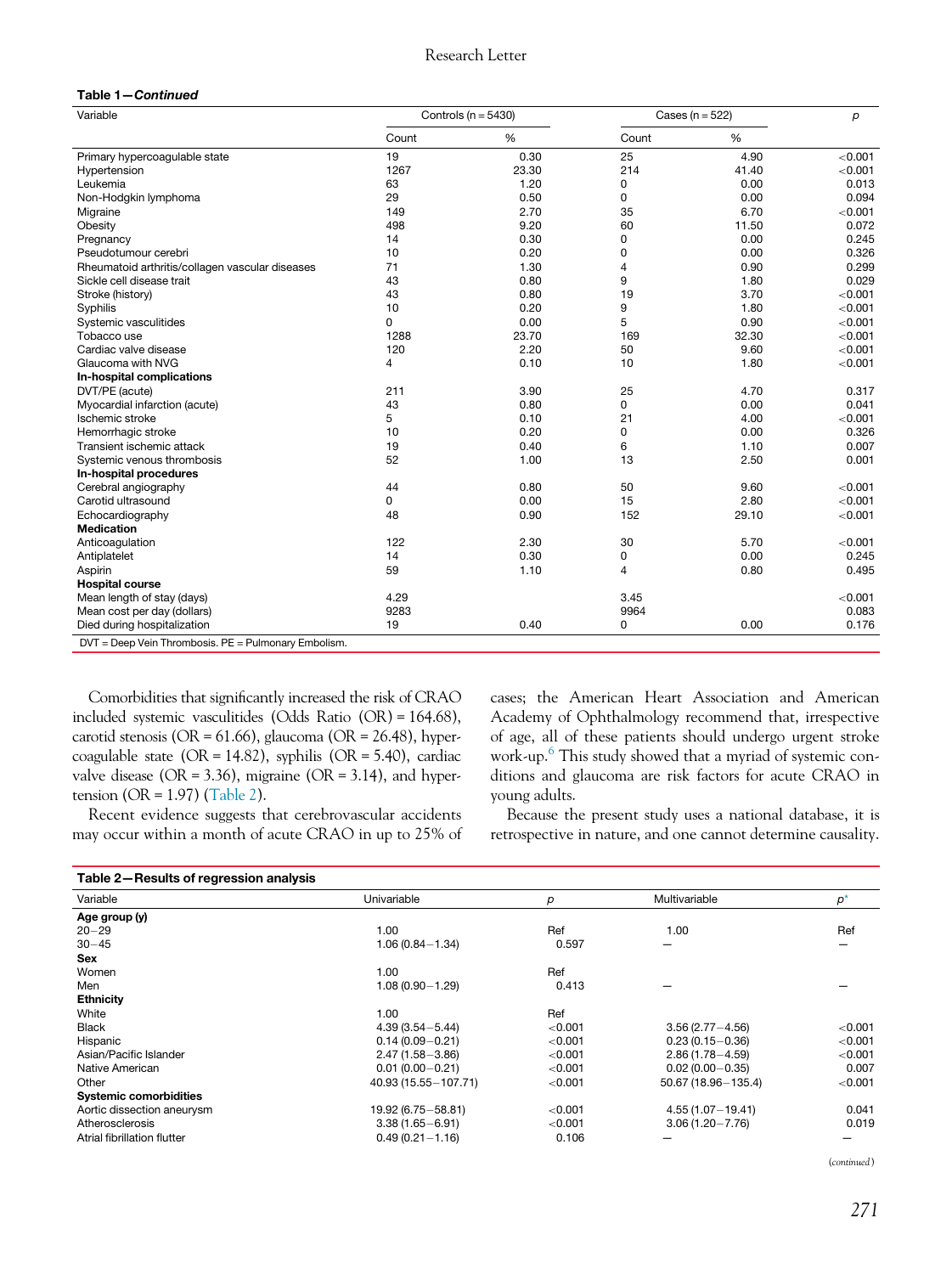**Table 1—*Continued***

| Variable | Controls (n = 5430) | | Cases (n = 522) | | *p* |
|---|---|---|---|---|---|
| | Count | % | Count | % | |
| Primary hypercoagulable state | 19 | 0.30 | 25 | 4.90 | <0.001 |
| Hypertension | 1267 | 23.30 | 214 | 41.40 | <0.001 |
| Leukemia | 63 | 1.20 | 0 | 0.00 | 0.013 |
| Non-Hodgkin lymphoma | 29 | 0.50 | 0 | 0.00 | 0.094 |
| Migraine | 149 | 2.70 | 35 | 6.70 | <0.001 |
| Obesity | 498 | 9.20 | 60 | 11.50 | 0.072 |
| Pregnancy | 14 | 0.30 | 0 | 0.00 | 0.245 |
| Pseudotumour cerebri | 10 | 0.20 | 0 | 0.00 | 0.326 |
| Rheumatoid arthritis/collagen vascular diseases | 71 | 1.30 | 4 | 0.90 | 0.299 |
| Sickle cell disease trait | 43 | 0.80 | 9 | 1.80 | 0.029 |
| Stroke (history) | 43 | 0.80 | 19 | 3.70 | <0.001 |
| Syphilis | 10 | 0.20 | 9 | 1.80 | <0.001 |
| Systemic vasculitides | 0 | 0.00 | 5 | 0.90 | <0.001 |
| Tobacco use | 1288 | 23.70 | 169 | 32.30 | <0.001 |
| Cardiac valve disease | 120 | 2.20 | 50 | 9.60 | <0.001 |
| Glaucoma with NVG | 4 | 0.10 | 10 | 1.80 | <0.001 |
| **In-hospital complications** | | | | | |
| DVT/PE (acute) | 211 | 3.90 | 25 | 4.70 | 0.317 |
| Myocardial infarction (acute) | 43 | 0.80 | 0 | 0.00 | 0.041 |
| Ischemic stroke | 5 | 0.10 | 21 | 4.00 | <0.001 |
| Hemorrhagic stroke | 10 | 0.20 | 0 | 0.00 | 0.326 |
| Transient ischemic attack | 19 | 0.40 | 6 | 1.10 | 0.007 |
| Systemic venous thrombosis | 52 | 1.00 | 13 | 2.50 | 0.001 |
| **In-hospital procedures** | | | | | |
| Cerebral angiography | 44 | 0.80 | 50 | 9.60 | <0.001 |
| Carotid ultrasound | 0 | 0.00 | 15 | 2.80 | <0.001 |
| Echocardiography | 48 | 0.90 | 152 | 29.10 | <0.001 |
| **Medication** | | | | | |
| Anticoagulation | 122 | 2.30 | 30 | 5.70 | <0.001 |
| Antiplatelet | 14 | 0.30 | 0 | 0.00 | 0.245 |
| Aspirin | 59 | 1.10 | 4 | 0.80 | 0.495 |
| **Hospital course** | | | | | |
| Mean length of stay (days) | 4.29 | | 3.45 | | <0.001 |
| Mean cost per day (dollars) | 9283 | | 9964 | | 0.083 |
| Died during hospitalization | 19 | 0.40 | 0 | 0.00 | 0.176 |

DVT = Deep Vein Thrombosis. PE = Pulmonary Embolism.

Comorbidities that significantly increased the risk of CRAO included systemic vasculitides (Odds Ratio (OR) = 164.68), carotid stenosis (OR = 61.66), glaucoma (OR = 26.48), hypercoagulable state (OR = 14.82), syphilis (OR = 5.40), cardiac valve disease (OR = 3.36), migraine (OR = 3.14), and hypertension (OR = 1.97) (Table 2).

Recent evidence suggests that cerebrovascular accidents may occur within a month of acute CRAO in up to 25% of cases; the American Heart Association and American Academy of Ophthalmology recommend that, irrespective of age, all of these patients should undergo urgent stroke work-up.[6] This study showed that a myriad of systemic conditions and glaucoma are risk factors for acute CRAO in young adults.

Because the present study uses a national database, it is retrospective in nature, and one cannot determine causality.

**Table 2—Results of regression analysis**

| Variable | Univariable | *p* | Multivariable | *p*[*] |
|---|---|---|---|---|
| **Age group (y)** | | | | |
| 20–29 | 1.00 | Ref | 1.00 | Ref |
| 30–45 | 1.06 (0.84–1.34) | 0.597 | — | — |
| **Sex** | | | | |
| Women | 1.00 | Ref | | |
| Men | 1.08 (0.90–1.29) | 0.413 | — | — |
| **Ethnicity** | | | | |
| White | 1.00 | Ref | | |
| Black | 4.39 (3.54–5.44) | <0.001 | 3.56 (2.77–4.56) | <0.001 |
| Hispanic | 0.14 (0.09–0.21) | <0.001 | 0.23 (0.15–0.36) | <0.001 |
| Asian/Pacific Islander | 2.47 (1.58–3.86) | <0.001 | 2.86 (1.78–4.59) | <0.001 |
| Native American | 0.01 (0.00–0.21) | <0.001 | 0.02 (0.00–0.35) | 0.007 |
| Other | 40.93 (15.55–107.71) | <0.001 | 50.67 (18.96–135.4) | <0.001 |
| **Systemic comorbidities** | | | | |
| Aortic dissection aneurysm | 19.92 (6.75–58.81) | <0.001 | 4.55 (1.07–19.41) | 0.041 |
| Atherosclerosis | 3.38 (1.65–6.91) | <0.001 | 3.06 (1.20–7.76) | 0.019 |
| Atrial fibrillation flutter | 0.49 (0.21–1.16) | 0.106 | — | — |

(*continued*)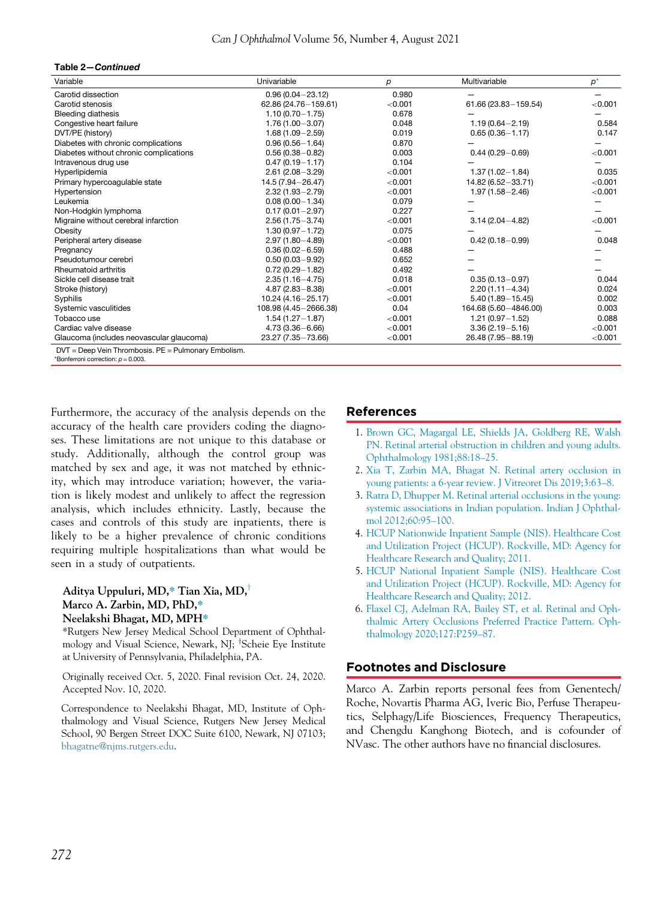**Table 2—*Continued***

| Variable | Univariable | *p* | Multivariable | *p** |
|---|---|---|---|---|
| Carotid dissection | 0.96 (0.04−23.12) | 0.980 | — | — |
| Carotid stenosis | 62.86 (24.76−159.61) | <0.001 | 61.66 (23.83−159.54) | <0.001 |
| Bleeding diathesis | 1.10 (0.70−1.75) | 0.678 | — | — |
| Congestive heart failure | 1.76 (1.00−3.07) | 0.048 | 1.19 (0.64−2.19) | 0.584 |
| DVT/PE (history) | 1.68 (1.09−2.59) | 0.019 | 0.65 (0.36−1.17) | 0.147 |
| Diabetes with chronic complications | 0.96 (0.56−1.64) | 0.870 | — | — |
| Diabetes without chronic complications | 0.56 (0.38−0.82) | 0.003 | 0.44 (0.29−0.69) | <0.001 |
| Intravenous drug use | 0.47 (0.19−1.17) | 0.104 | — | — |
| Hyperlipidemia | 2.61 (2.08−3.29) | <0.001 | 1.37 (1.02−1.84) | 0.035 |
| Primary hypercoagulable state | 14.5 (7.94−26.47) | <0.001 | 14.82 (6.52−33.71) | <0.001 |
| Hypertension | 2.32 (1.93−2.79) | <0.001 | 1.97 (1.58−2.46) | <0.001 |
| Leukemia | 0.08 (0.00−1.34) | 0.079 | — | — |
| Non-Hodgkin lymphoma | 0.17 (0.01−2.97) | 0.227 | — | — |
| Migraine without cerebral infarction | 2.56 (1.75−3.74) | <0.001 | 3.14 (2.04−4.82) | <0.001 |
| Obesity | 1.30 (0.97−1.72) | 0.075 | — | — |
| Peripheral artery disease | 2.97 (1.80−4.89) | <0.001 | 0.42 (0.18−0.99) | 0.048 |
| Pregnancy | 0.36 (0.02−6.59) | 0.488 | — | — |
| Pseudotumour cerebri | 0.50 (0.03−9.92) | 0.652 | — | — |
| Rheumatoid arthritis | 0.72 (0.29−1.82) | 0.492 | — | — |
| Sickle cell disease trait | 2.35 (1.16−4.75) | 0.018 | 0.35 (0.13−0.97) | 0.044 |
| Stroke (history) | 4.87 (2.83−8.38) | <0.001 | 2.20 (1.11−4.34) | 0.024 |
| Syphilis | 10.24 (4.16−25.17) | <0.001 | 5.40 (1.89−15.45) | 0.002 |
| Systemic vasculitides | 108.98 (4.45−2666.38) | 0.04 | 164.68 (5.60−4846.00) | 0.003 |
| Tobacco use | 1.54 (1.27−1.87) | <0.001 | 1.21 (0.97−1.52) | 0.088 |
| Cardiac valve disease | 4.73 (3.36−6.66) | <0.001 | 3.36 (2.19−5.16) | <0.001 |
| Glaucoma (includes neovascular glaucoma) | 23.27 (7.35−73.66) | <0.001 | 26.48 (7.95−88.19) | <0.001 |

DVT = Deep Vein Thrombosis. PE = Pulmonary Embolism.
*Bonferroni correction: $p = 0.003$.

Furthermore, the accuracy of the analysis depends on the accuracy of the health care providers coding the diagnoses. These limitations are not unique to this database or study. Additionally, although the control group was matched by sex and age, it was not matched by ethnicity, which may introduce variation; however, the variation is likely modest and unlikely to affect the regression analysis, which includes ethnicity. Lastly, because the cases and controls of this study are inpatients, there is likely to be a higher prevalence of chronic conditions requiring multiple hospitalizations than what would be seen in a study of outpatients.

**Aditya Uppuluri, MD,* Tian Xia, MD,[†] Marco A. Zarbin, MD, PhD,* Neelakshi Bhagat, MD, MPH***

*Rutgers New Jersey Medical School Department of Ophthalmology and Visual Science, Newark, NJ; [†]Scheie Eye Institute at University of Pennsylvania, Philadelphia, PA.

Originally received Oct. 5, 2020. Final revision Oct. 24, 2020. Accepted Nov. 10, 2020.

Correspondence to Neelakshi Bhagat, MD, Institute of Ophthalmology and Visual Science, Rutgers New Jersey Medical School, 90 Bergen Street DOC Suite 6100, Newark, NJ 07103; bhagatne@njms.rutgers.edu.

## References

1. Brown GC, Magargal LE, Shields JA, Goldberg RE, Walsh PN. Retinal arterial obstruction in children and young adults. Ophthalmology 1981;88:18–25.
2. Xia T, Zarbin MA, Bhagat N. Retinal artery occlusion in young patients: a 6-year review. J Vitreoret Dis 2019;3:63–8.
3. Ratra D, Dhupper M. Retinal arterial occlusions in the young: systemic associations in Indian population. Indian J Ophthalmol 2012;60:95–100.
4. HCUP Nationwide Inpatient Sample (NIS). Healthcare Cost and Utilization Project (HCUP). Rockville, MD: Agency for Healthcare Research and Quality; 2011.
5. HCUP National Inpatient Sample (NIS). Healthcare Cost and Utilization Project (HCUP). Rockville, MD: Agency for Healthcare Research and Quality; 2012.
6. Flaxel CJ, Adelman RA, Bailey ST, et al. Retinal and Ophthalmic Artery Occlusions Preferred Practice Pattern. Ophthalmology 2020;127:P259–87.

## Footnotes and Disclosure

Marco A. Zarbin reports personal fees from Genentech/Roche, Novartis Pharma AG, Iveric Bio, Perfuse Therapeutics, Selphagy/Life Biosciences, Frequency Therapeutics, and Chengdu Kanghong Biotech, and is cofounder of NVasc. The other authors have no financial disclosures.